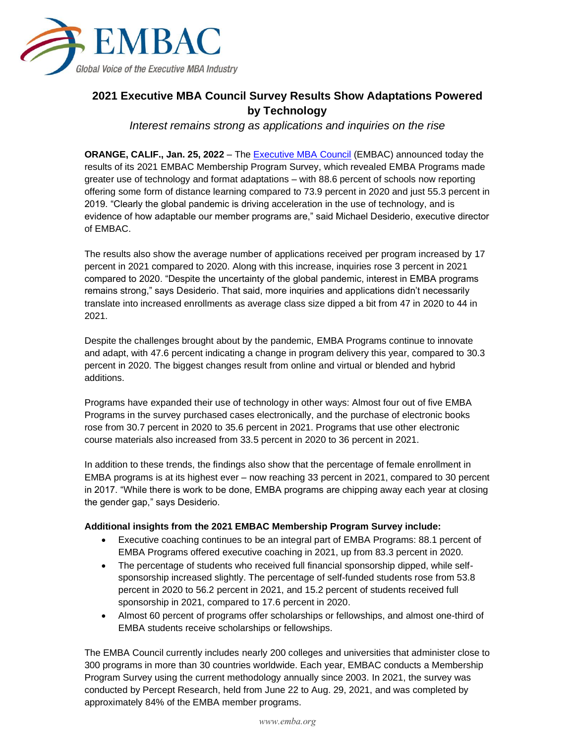EMBAC

Global Voice of the Executive MBA Industry

# 2021 Executive MBA Council Survey Results Show Adaptations Powered by Technology

*Interest remains strong as applications and inquiries on the rise*

**ORANGE, CALIF., Jan. 25, 2022** – The Executive MBA Council (EMBAC) announced today the results of its 2021 EMBAC Membership Program Survey, which revealed EMBA Programs made greater use of technology and format adaptations – with 88.6 percent of schools now reporting offering some form of distance learning compared to 73.9 percent in 2020 and just 55.3 percent in 2019. "Clearly the global pandemic is driving acceleration in the use of technology, and is evidence of how adaptable our member programs are," said Michael Desiderio, executive director of EMBAC.

The results also show the average number of applications received per program increased by 17 percent in 2021 compared to 2020. Along with this increase, inquiries rose 3 percent in 2021 compared to 2020. "Despite the uncertainty of the global pandemic, interest in EMBA programs remains strong," says Desiderio. That said, more inquiries and applications didn't necessarily translate into increased enrollments as average class size dipped a bit from 47 in 2020 to 44 in 2021.

Despite the challenges brought about by the pandemic, EMBA Programs continue to innovate and adapt, with 47.6 percent indicating a change in program delivery this year, compared to 30.3 percent in 2020. The biggest changes result from online and virtual or blended and hybrid additions.

Programs have expanded their use of technology in other ways: Almost four out of five EMBA Programs in the survey purchased cases electronically, and the purchase of electronic books rose from 30.7 percent in 2020 to 35.6 percent in 2021. Programs that use other electronic course materials also increased from 33.5 percent in 2020 to 36 percent in 2021.

In addition to these trends, the findings also show that the percentage of female enrollment in EMBA programs is at its highest ever – now reaching 33 percent in 2021, compared to 30 percent in 2017. "While there is work to be done, EMBA programs are chipping away each year at closing the gender gap," says Desiderio.

**Additional insights from the 2021 EMBAC Membership Program Survey include:**

- Executive coaching continues to be an integral part of EMBA Programs: 88.1 percent of EMBA Programs offered executive coaching in 2021, up from 83.3 percent in 2020.
- The percentage of students who received full financial sponsorship dipped, while self-sponsorship increased slightly. The percentage of self-funded students rose from 53.8 percent in 2020 to 56.2 percent in 2021, and 15.2 percent of students received full sponsorship in 2021, compared to 17.6 percent in 2020.
- Almost 60 percent of programs offer scholarships or fellowships, and almost one-third of EMBA students receive scholarships or fellowships.

The EMBA Council currently includes nearly 200 colleges and universities that administer close to 300 programs in more than 30 countries worldwide. Each year, EMBAC conducts a Membership Program Survey using the current methodology annually since 2003. In 2021, the survey was conducted by Percept Research, held from June 22 to Aug. 29, 2021, and was completed by approximately 84% of the EMBA member programs.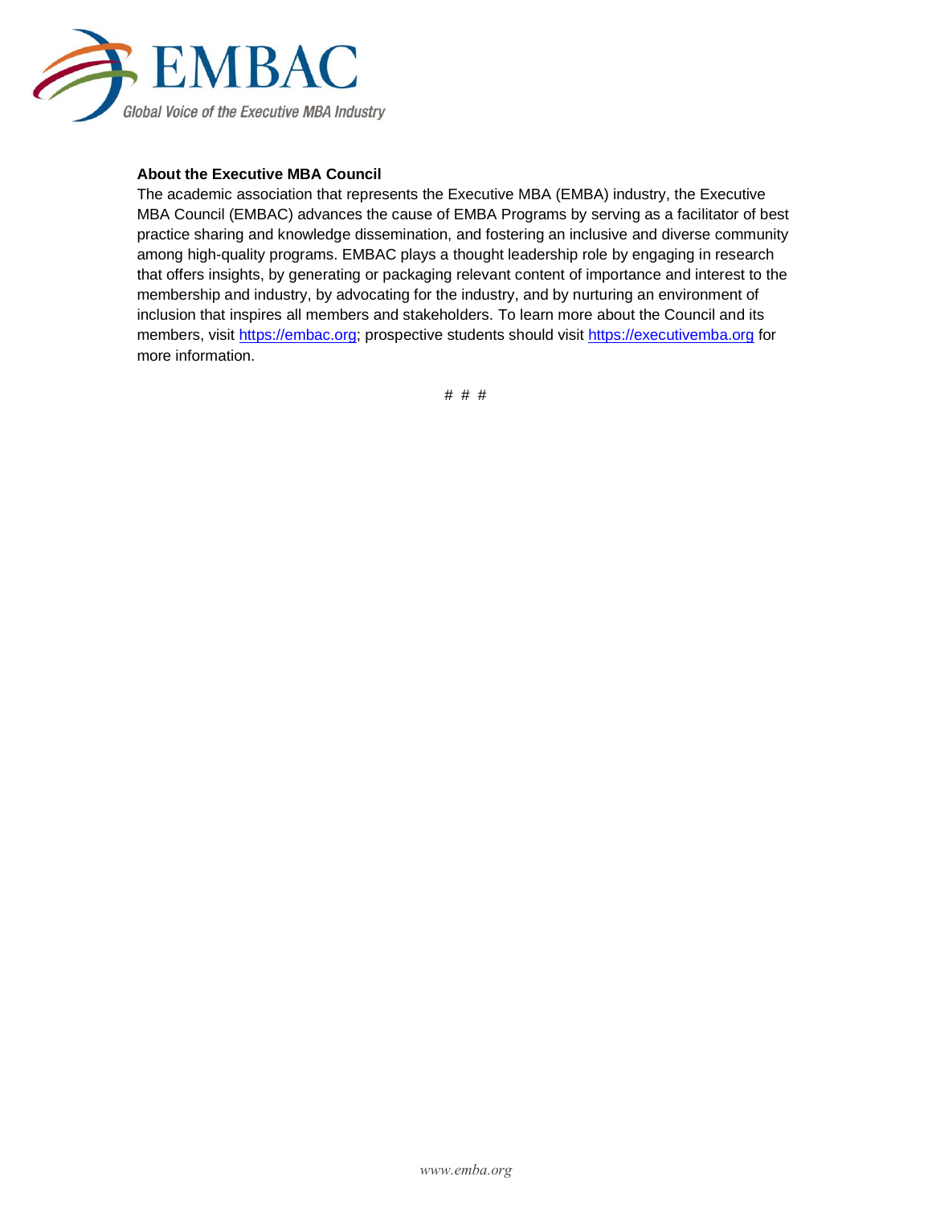**About the Executive MBA Council**

The academic association that represents the Executive MBA (EMBA) industry, the Executive MBA Council (EMBAC) advances the cause of EMBA Programs by serving as a facilitator of best practice sharing and knowledge dissemination, and fostering an inclusive and diverse community among high-quality programs. EMBAC plays a thought leadership role by engaging in research that offers insights, by generating or packaging relevant content of importance and interest to the membership and industry, by advocating for the industry, and by nurturing an environment of inclusion that inspires all members and stakeholders. To learn more about the Council and its members, visit https://embac.org; prospective students should visit https://executivemba.org for more information.

# # #